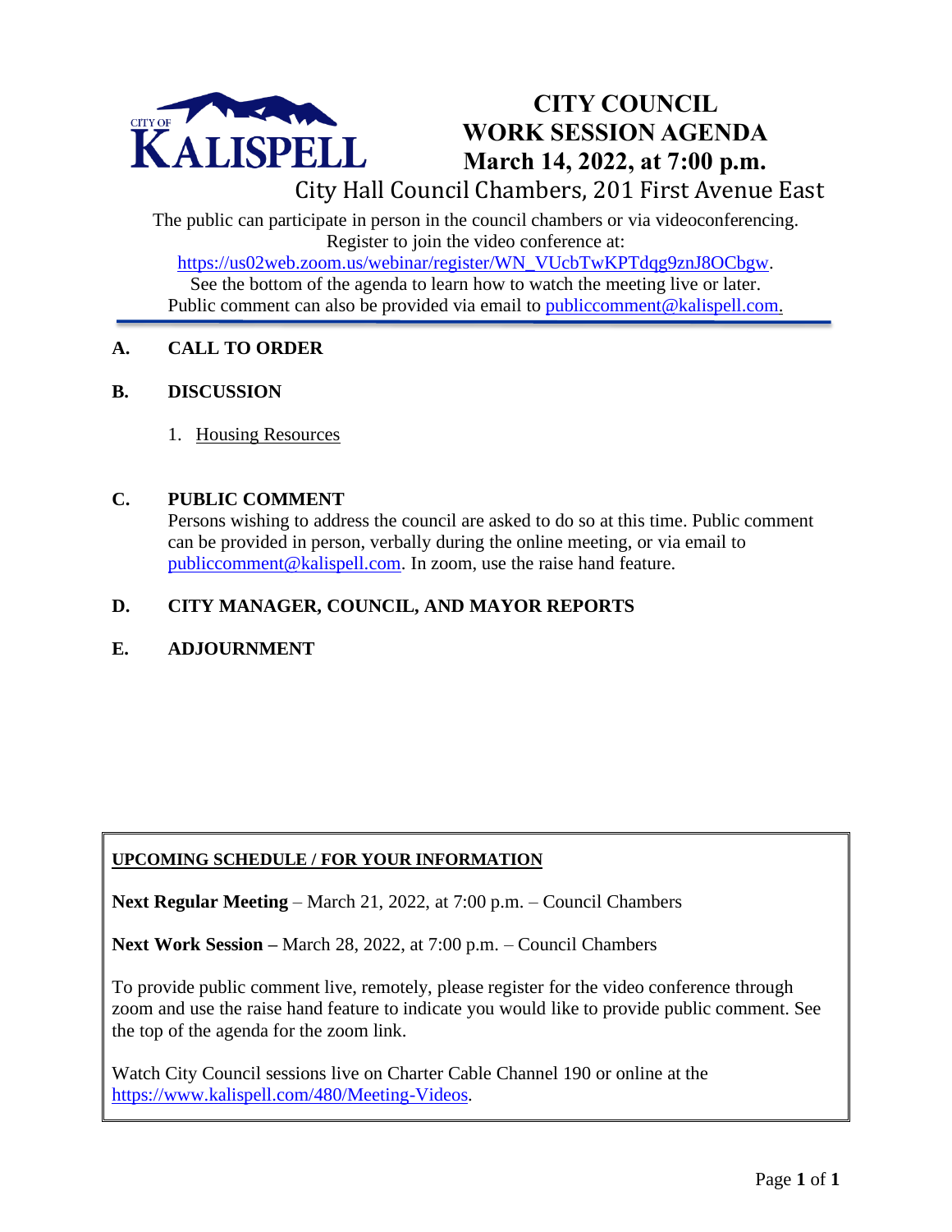CITY OF KALISPELL

# CITY COUNCIL WORK SESSION AGENDA

## March 14, 2022, at 7:00 p.m.

City Hall Council Chambers, 201 First Avenue East

The public can participate in person in the council chambers or via videoconferencing. Register to join the video conference at: https://us02web.zoom.us/webinar/register/WN_VUcbTwKPTdqg9znJ8OCbgw.
See the bottom of the agenda to learn how to watch the meeting live or later.
Public comment can also be provided via email to publiccomment@kalispell.com.

---

**A. CALL TO ORDER**

**B. DISCUSSION**

1. Housing Resources

**C. PUBLIC COMMENT**

Persons wishing to address the council are asked to do so at this time. Public comment can be provided in person, verbally during the online meeting, or via email to publiccomment@kalispell.com. In zoom, use the raise hand feature.

**D. CITY MANAGER, COUNCIL, AND MAYOR REPORTS**

**E. ADJOURNMENT**

---

**UPCOMING SCHEDULE / FOR YOUR INFORMATION**

**Next Regular Meeting** – March 21, 2022, at 7:00 p.m. – Council Chambers

**Next Work Session –** March 28, 2022, at 7:00 p.m. – Council Chambers

To provide public comment live, remotely, please register for the video conference through zoom and use the raise hand feature to indicate you would like to provide public comment. See the top of the agenda for the zoom link.

Watch City Council sessions live on Charter Cable Channel 190 or online at the https://www.kalispell.com/480/Meeting-Videos.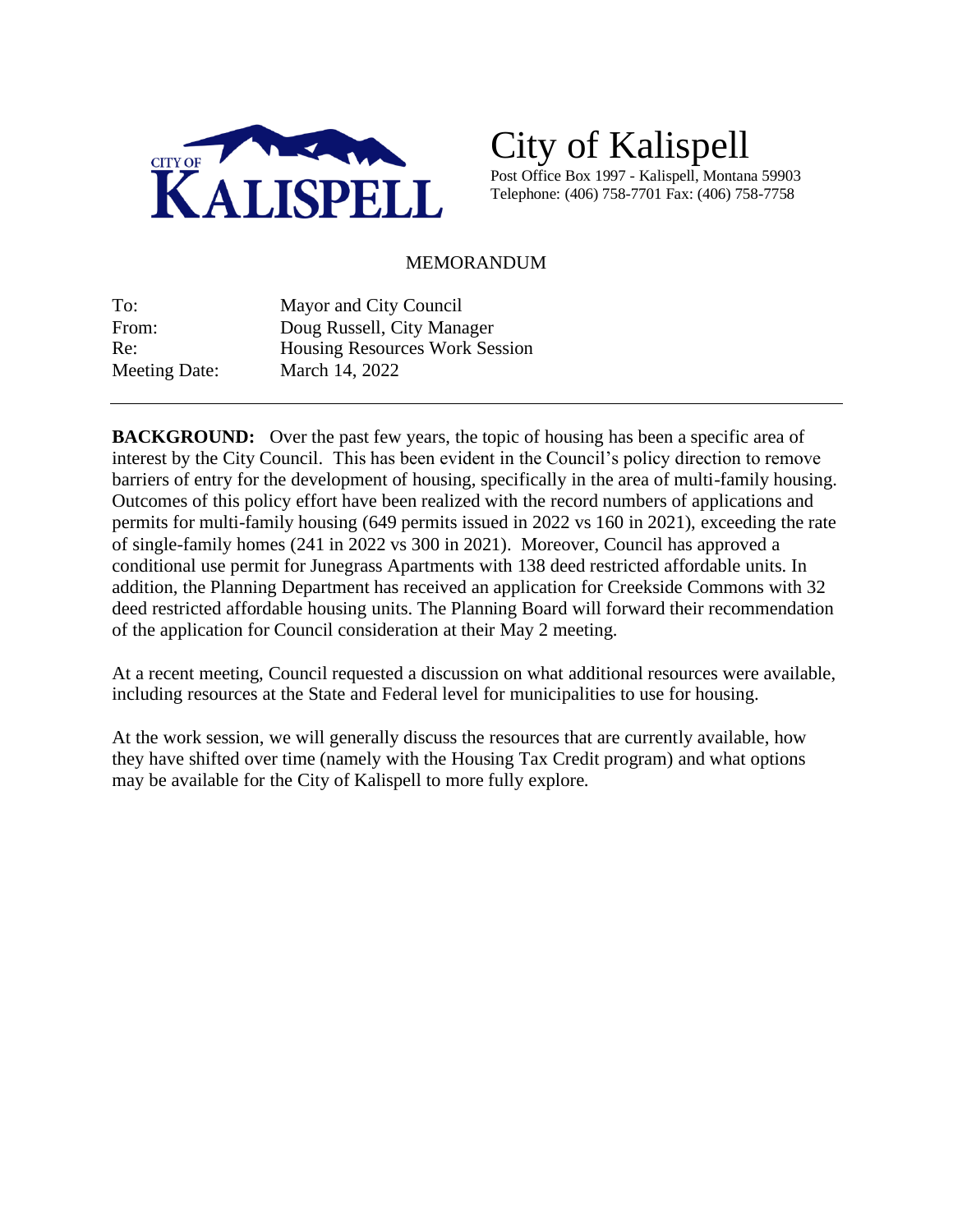# City of Kalispell

Post Office Box 1997 - Kalispell, Montana 59903
Telephone: (406) 758-7701 Fax: (406) 758-7758

## MEMORANDUM

| | |
|---|---|
| To: | Mayor and City Council |
| From: | Doug Russell, City Manager |
| Re: | Housing Resources Work Session |
| Meeting Date: | March 14, 2022 |

---

**BACKGROUND:** Over the past few years, the topic of housing has been a specific area of interest by the City Council. This has been evident in the Council's policy direction to remove barriers of entry for the development of housing, specifically in the area of multi-family housing. Outcomes of this policy effort have been realized with the record numbers of applications and permits for multi-family housing (649 permits issued in 2022 vs 160 in 2021), exceeding the rate of single-family homes (241 in 2022 vs 300 in 2021). Moreover, Council has approved a conditional use permit for Junegrass Apartments with 138 deed restricted affordable units. In addition, the Planning Department has received an application for Creekside Commons with 32 deed restricted affordable housing units. The Planning Board will forward their recommendation of the application for Council consideration at their May 2 meeting.

At a recent meeting, Council requested a discussion on what additional resources were available, including resources at the State and Federal level for municipalities to use for housing.

At the work session, we will generally discuss the resources that are currently available, how they have shifted over time (namely with the Housing Tax Credit program) and what options may be available for the City of Kalispell to more fully explore.